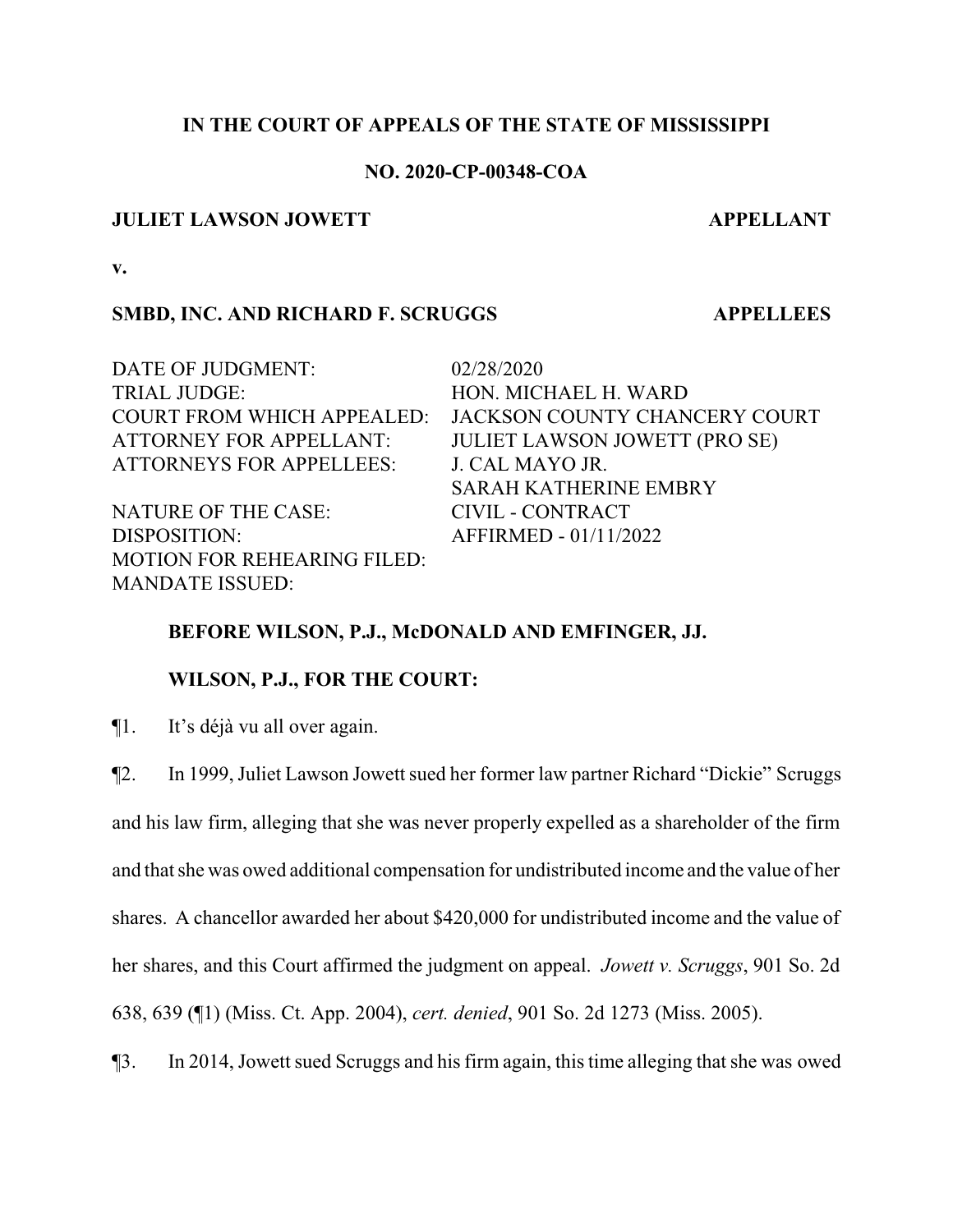**IN THE COURT OF APPEALS OF THE STATE OF MISSISSIPPI**

**NO. 2020-CP-00348-COA**

**JULIET LAWSON JOWETT** **APPELLANT**

**v.**

**SMBD, INC. AND RICHARD F. SCRUGGS** **APPELLEES**

| | |
|---|---|
| DATE OF JUDGMENT: | 02/28/2020 |
| TRIAL JUDGE: | HON. MICHAEL H. WARD |
| COURT FROM WHICH APPEALED: | JACKSON COUNTY CHANCERY COURT |
| ATTORNEY FOR APPELLANT: | JULIET LAWSON JOWETT (PRO SE) |
| ATTORNEYS FOR APPELLEES: | J. CAL MAYO JR. |
| | SARAH KATHERINE EMBRY |
| NATURE OF THE CASE: | CIVIL - CONTRACT |
| DISPOSITION: | AFFIRMED - 01/11/2022 |
| MOTION FOR REHEARING FILED: | |
| MANDATE ISSUED: | |

**BEFORE WILSON, P.J., McDONALD AND EMFINGER, JJ.**

**WILSON, P.J., FOR THE COURT:**

¶1. It's déjà vu all over again.

¶2. In 1999, Juliet Lawson Jowett sued her former law partner Richard "Dickie" Scruggs and his law firm, alleging that she was never properly expelled as a shareholder of the firm and that she was owed additional compensation for undistributed income and the value of her shares. A chancellor awarded her about $420,000 for undistributed income and the value of her shares, and this Court affirmed the judgment on appeal. *Jowett v. Scruggs*, 901 So. 2d 638, 639 (¶1) (Miss. Ct. App. 2004), *cert. denied*, 901 So. 2d 1273 (Miss. 2005).

¶3. In 2014, Jowett sued Scruggs and his firm again, this time alleging that she was owed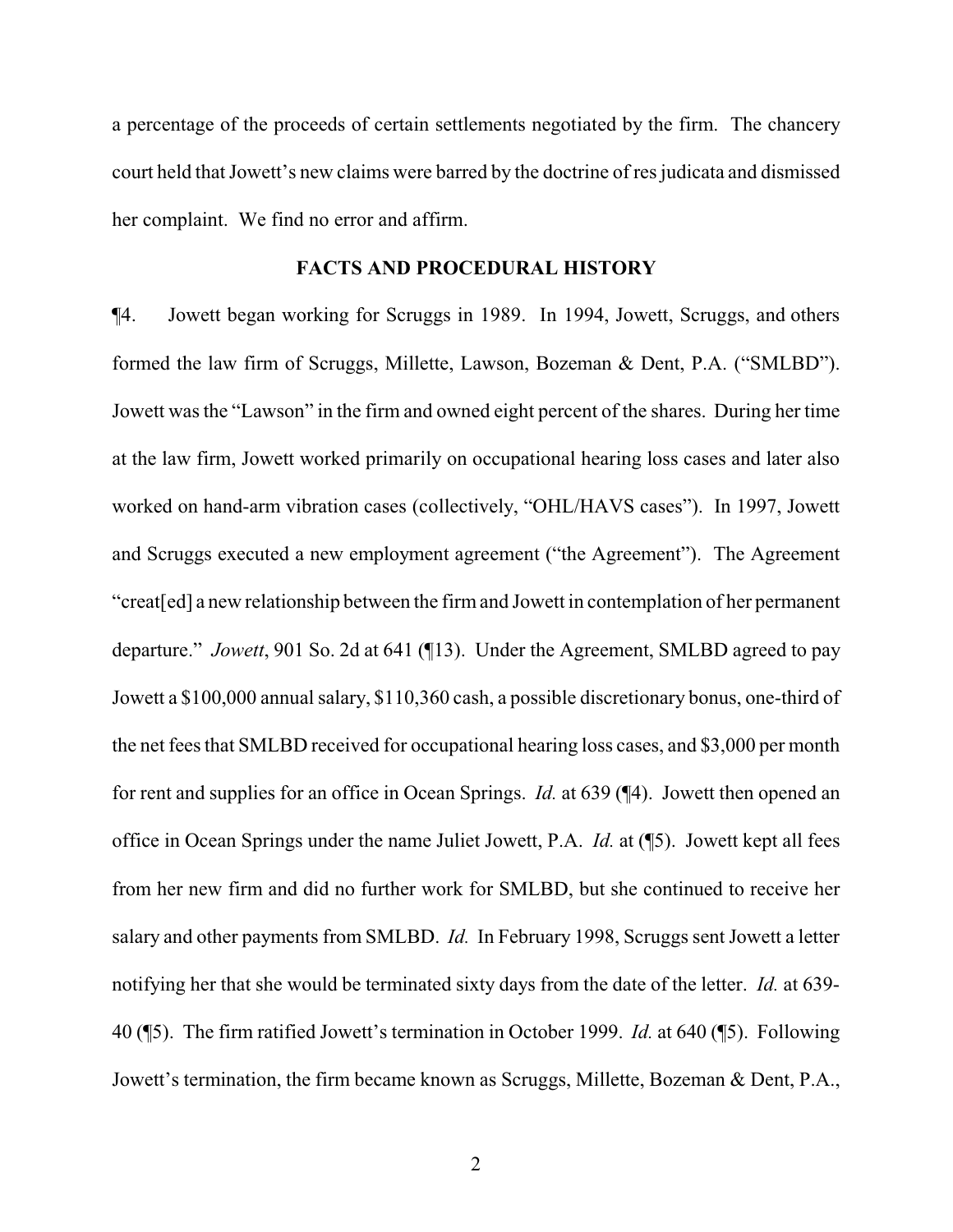a percentage of the proceeds of certain settlements negotiated by the firm. The chancery court held that Jowett's new claims were barred by the doctrine of res judicata and dismissed her complaint. We find no error and affirm.

## FACTS AND PROCEDURAL HISTORY

¶4. Jowett began working for Scruggs in 1989. In 1994, Jowett, Scruggs, and others formed the law firm of Scruggs, Millette, Lawson, Bozeman & Dent, P.A. ("SMLBD"). Jowett was the "Lawson" in the firm and owned eight percent of the shares. During her time at the law firm, Jowett worked primarily on occupational hearing loss cases and later also worked on hand-arm vibration cases (collectively, "OHL/HAVS cases"). In 1997, Jowett and Scruggs executed a new employment agreement ("the Agreement"). The Agreement "creat[ed] a new relationship between the firm and Jowett in contemplation of her permanent departure." *Jowett*, 901 So. 2d at 641 (¶13). Under the Agreement, SMLBD agreed to pay Jowett a $100,000 annual salary, $110,360 cash, a possible discretionary bonus, one-third of the net fees that SMLBD received for occupational hearing loss cases, and $3,000 per month for rent and supplies for an office in Ocean Springs. *Id.* at 639 (¶4). Jowett then opened an office in Ocean Springs under the name Juliet Jowett, P.A. *Id.* at (¶5). Jowett kept all fees from her new firm and did no further work for SMLBD, but she continued to receive her salary and other payments from SMLBD. *Id.* In February 1998, Scruggs sent Jowett a letter notifying her that she would be terminated sixty days from the date of the letter. *Id.* at 639-40 (¶5). The firm ratified Jowett's termination in October 1999. *Id.* at 640 (¶5). Following Jowett's termination, the firm became known as Scruggs, Millette, Bozeman & Dent, P.A.,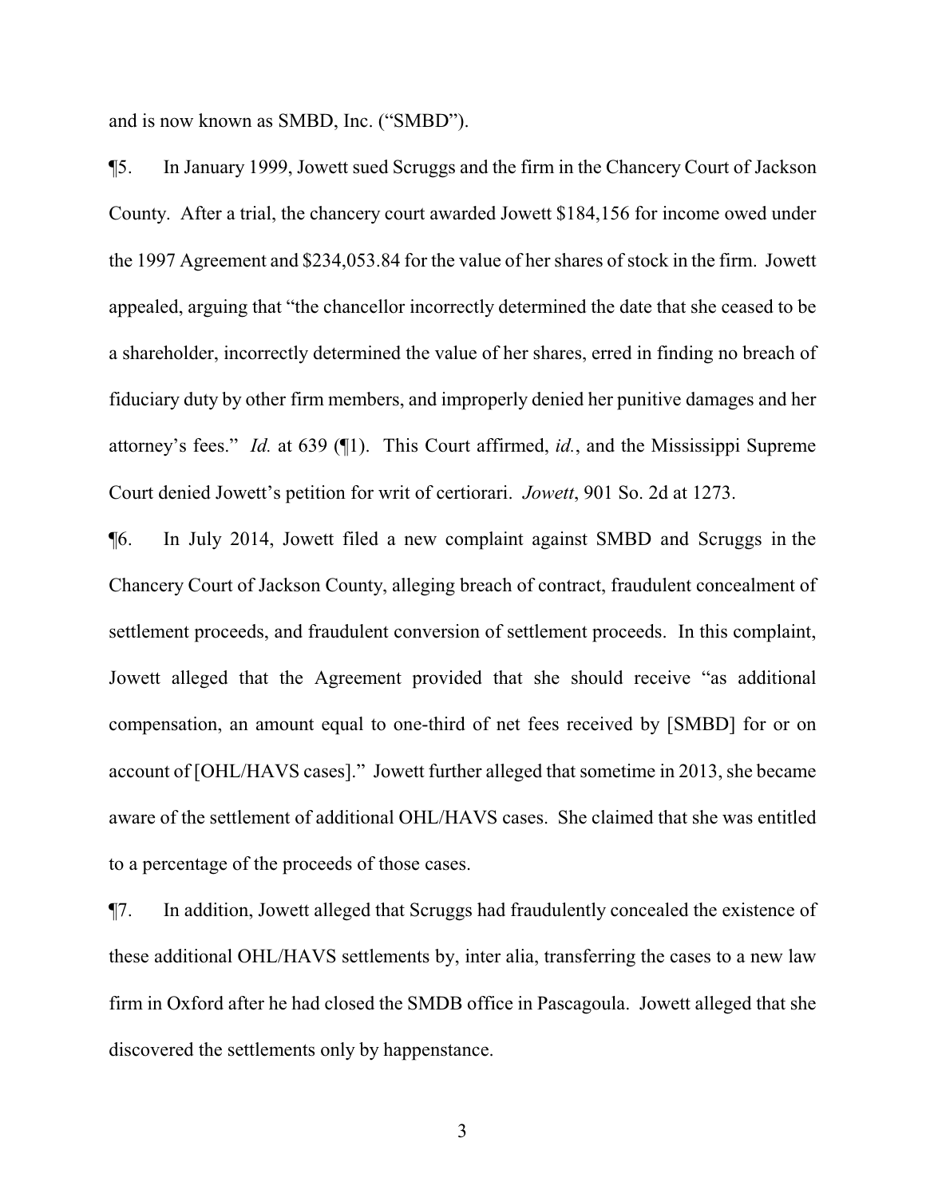and is now known as SMBD, Inc. ("SMBD").

¶5. In January 1999, Jowett sued Scruggs and the firm in the Chancery Court of Jackson County. After a trial, the chancery court awarded Jowett $184,156 for income owed under the 1997 Agreement and $234,053.84 for the value of her shares of stock in the firm. Jowett appealed, arguing that "the chancellor incorrectly determined the date that she ceased to be a shareholder, incorrectly determined the value of her shares, erred in finding no breach of fiduciary duty by other firm members, and improperly denied her punitive damages and her attorney's fees." *Id.* at 639 (¶1). This Court affirmed, *id.*, and the Mississippi Supreme Court denied Jowett's petition for writ of certiorari. *Jowett*, 901 So. 2d at 1273.

¶6. In July 2014, Jowett filed a new complaint against SMBD and Scruggs in the Chancery Court of Jackson County, alleging breach of contract, fraudulent concealment of settlement proceeds, and fraudulent conversion of settlement proceeds. In this complaint, Jowett alleged that the Agreement provided that she should receive "as additional compensation, an amount equal to one-third of net fees received by [SMBD] for or on account of [OHL/HAVS cases]." Jowett further alleged that sometime in 2013, she became aware of the settlement of additional OHL/HAVS cases. She claimed that she was entitled to a percentage of the proceeds of those cases.

¶7. In addition, Jowett alleged that Scruggs had fraudulently concealed the existence of these additional OHL/HAVS settlements by, inter alia, transferring the cases to a new law firm in Oxford after he had closed the SMDB office in Pascagoula. Jowett alleged that she discovered the settlements only by happenstance.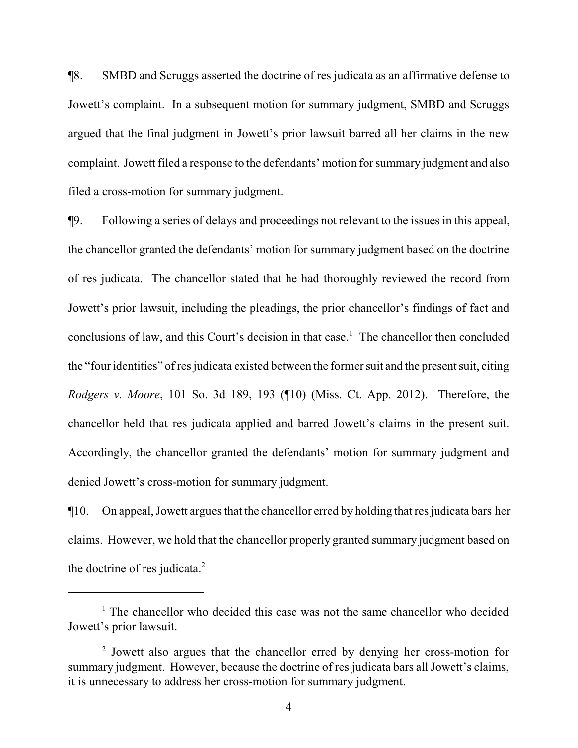¶8. SMBD and Scruggs asserted the doctrine of res judicata as an affirmative defense to Jowett's complaint. In a subsequent motion for summary judgment, SMBD and Scruggs argued that the final judgment in Jowett's prior lawsuit barred all her claims in the new complaint. Jowett filed a response to the defendants' motion for summary judgment and also filed a cross-motion for summary judgment.

¶9. Following a series of delays and proceedings not relevant to the issues in this appeal, the chancellor granted the defendants' motion for summary judgment based on the doctrine of res judicata. The chancellor stated that he had thoroughly reviewed the record from Jowett's prior lawsuit, including the pleadings, the prior chancellor's findings of fact and conclusions of law, and this Court's decision in that case.[1] The chancellor then concluded the "four identities" of res judicata existed between the former suit and the present suit, citing *Rodgers v. Moore*, 101 So. 3d 189, 193 (¶10) (Miss. Ct. App. 2012). Therefore, the chancellor held that res judicata applied and barred Jowett's claims in the present suit. Accordingly, the chancellor granted the defendants' motion for summary judgment and denied Jowett's cross-motion for summary judgment.

¶10. On appeal, Jowett argues that the chancellor erred by holding that res judicata bars her claims. However, we hold that the chancellor properly granted summary judgment based on the doctrine of res judicata.[2]

---

[1] The chancellor who decided this case was not the same chancellor who decided Jowett's prior lawsuit.

[2] Jowett also argues that the chancellor erred by denying her cross-motion for summary judgment. However, because the doctrine of res judicata bars all Jowett's claims, it is unnecessary to address her cross-motion for summary judgment.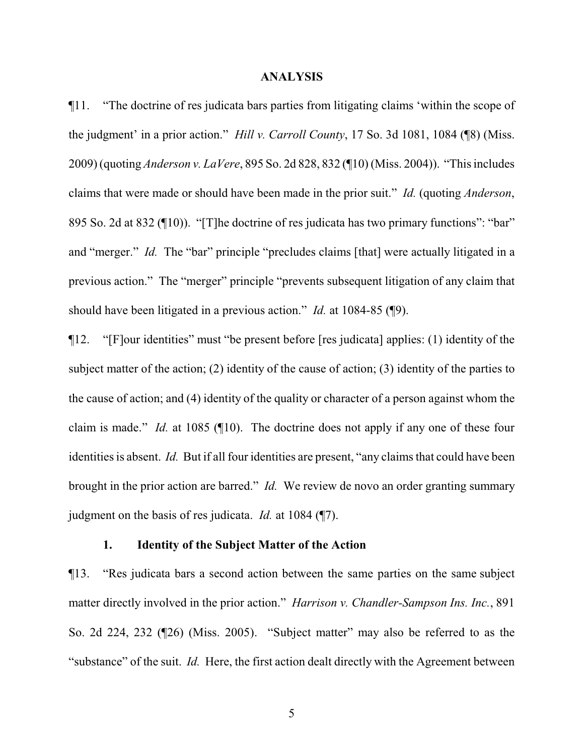## ANALYSIS

¶11. "The doctrine of res judicata bars parties from litigating claims 'within the scope of the judgment' in a prior action." *Hill v. Carroll County*, 17 So. 3d 1081, 1084 (¶8) (Miss. 2009) (quoting *Anderson v. LaVere*, 895 So. 2d 828, 832 (¶10) (Miss. 2004)). "This includes claims that were made or should have been made in the prior suit." *Id.* (quoting *Anderson*, 895 So. 2d at 832 (¶10)). "[T]he doctrine of res judicata has two primary functions": "bar" and "merger." *Id.* The "bar" principle "precludes claims [that] were actually litigated in a previous action." The "merger" principle "prevents subsequent litigation of any claim that should have been litigated in a previous action." *Id.* at 1084-85 (¶9).

¶12. "[F]our identities" must "be present before [res judicata] applies: (1) identity of the subject matter of the action; (2) identity of the cause of action; (3) identity of the parties to the cause of action; and (4) identity of the quality or character of a person against whom the claim is made." *Id.* at 1085 (¶10). The doctrine does not apply if any one of these four identities is absent. *Id.* But if all four identities are present, "any claims that could have been brought in the prior action are barred." *Id.* We review de novo an order granting summary judgment on the basis of res judicata. *Id.* at 1084 (¶7).

### 1. Identity of the Subject Matter of the Action

¶13. "Res judicata bars a second action between the same parties on the same subject matter directly involved in the prior action." *Harrison v. Chandler-Sampson Ins. Inc.*, 891 So. 2d 224, 232 (¶26) (Miss. 2005). "Subject matter" may also be referred to as the "substance" of the suit. *Id.* Here, the first action dealt directly with the Agreement between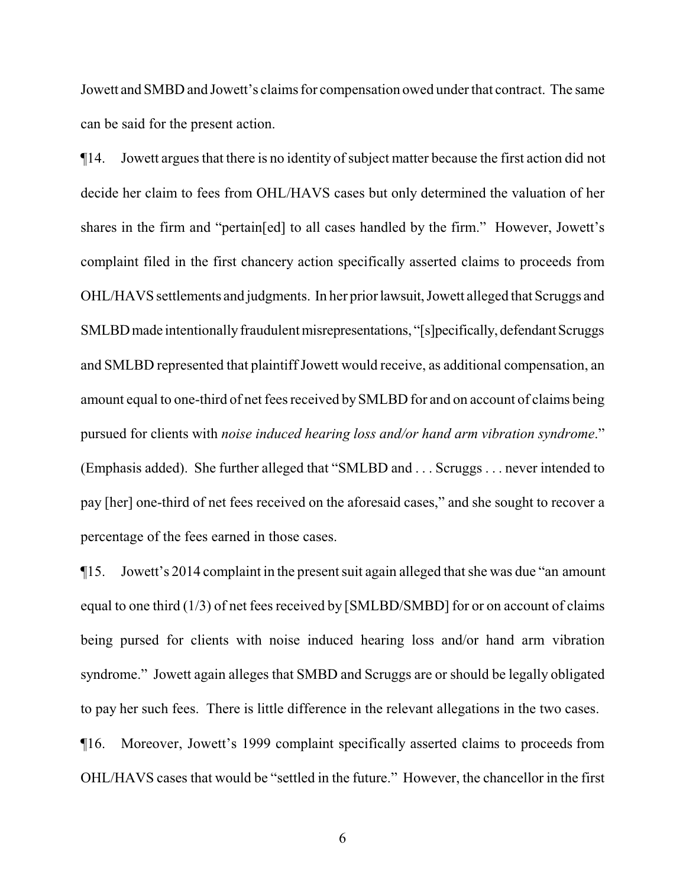Jowett and SMBD and Jowett's claims for compensation owed under that contract. The same can be said for the present action.

¶14. Jowett argues that there is no identity of subject matter because the first action did not decide her claim to fees from OHL/HAVS cases but only determined the valuation of her shares in the firm and "pertain[ed] to all cases handled by the firm." However, Jowett's complaint filed in the first chancery action specifically asserted claims to proceeds from OHL/HAVS settlements and judgments. In her prior lawsuit, Jowett alleged that Scruggs and SMLBD made intentionally fraudulent misrepresentations, "[s]pecifically, defendant Scruggs and SMLBD represented that plaintiff Jowett would receive, as additional compensation, an amount equal to one-third of net fees received by SMLBD for and on account of claims being pursued for clients with *noise induced hearing loss and/or hand arm vibration syndrome*." (Emphasis added). She further alleged that "SMLBD and . . . Scruggs . . . never intended to pay [her] one-third of net fees received on the aforesaid cases," and she sought to recover a percentage of the fees earned in those cases.

¶15. Jowett's 2014 complaint in the present suit again alleged that she was due "an amount equal to one third (1/3) of net fees received by [SMLBD/SMBD] for or on account of claims being pursed for clients with noise induced hearing loss and/or hand arm vibration syndrome." Jowett again alleges that SMBD and Scruggs are or should be legally obligated to pay her such fees. There is little difference in the relevant allegations in the two cases.

¶16. Moreover, Jowett's 1999 complaint specifically asserted claims to proceeds from OHL/HAVS cases that would be "settled in the future." However, the chancellor in the first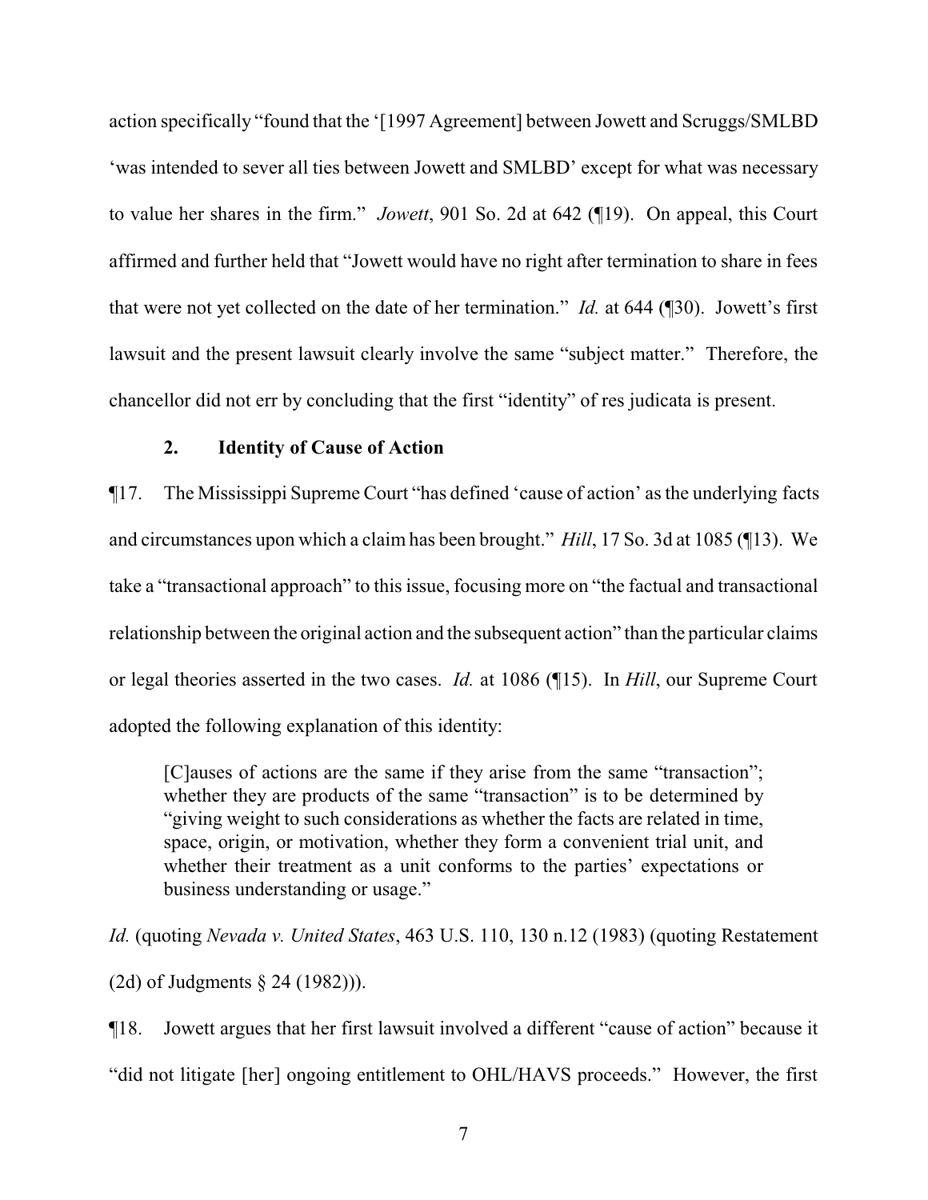action specifically "found that the '[1997 Agreement] between Jowett and Scruggs/SMLBD 'was intended to sever all ties between Jowett and SMLBD' except for what was necessary to value her shares in the firm." *Jowett*, 901 So. 2d at 642 (¶19). On appeal, this Court affirmed and further held that "Jowett would have no right after termination to share in fees that were not yet collected on the date of her termination." *Id.* at 644 (¶30). Jowett's first lawsuit and the present lawsuit clearly involve the same "subject matter." Therefore, the chancellor did not err by concluding that the first "identity" of res judicata is present.

**2. Identity of Cause of Action**

¶17. The Mississippi Supreme Court "has defined 'cause of action' as the underlying facts and circumstances upon which a claim has been brought." *Hill*, 17 So. 3d at 1085 (¶13). We take a "transactional approach" to this issue, focusing more on "the factual and transactional relationship between the original action and the subsequent action" than the particular claims or legal theories asserted in the two cases. *Id.* at 1086 (¶15). In *Hill*, our Supreme Court adopted the following explanation of this identity:

> [C]auses of actions are the same if they arise from the same "transaction"; whether they are products of the same "transaction" is to be determined by "giving weight to such considerations as whether the facts are related in time, space, origin, or motivation, whether they form a convenient trial unit, and whether their treatment as a unit conforms to the parties' expectations or business understanding or usage."

*Id.* (quoting *Nevada v. United States*, 463 U.S. 110, 130 n.12 (1983) (quoting Restatement (2d) of Judgments § 24 (1982))).

¶18. Jowett argues that her first lawsuit involved a different "cause of action" because it "did not litigate [her] ongoing entitlement to OHL/HAVS proceeds." However, the first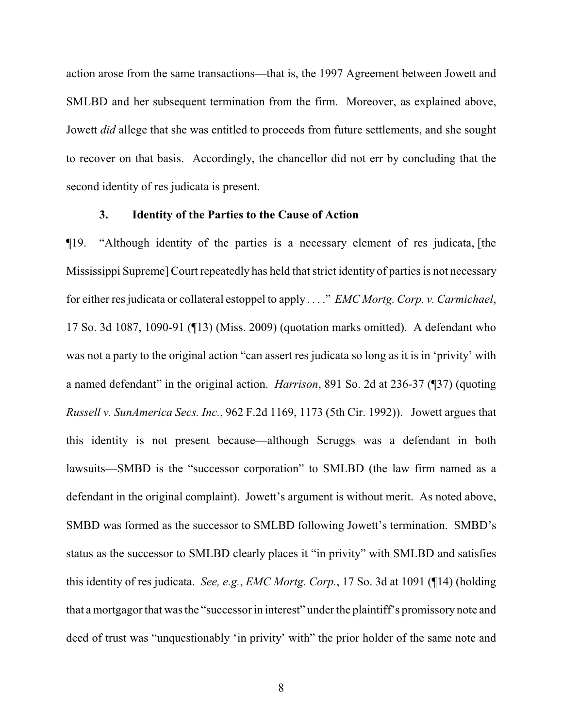action arose from the same transactions—that is, the 1997 Agreement between Jowett and SMLBD and her subsequent termination from the firm. Moreover, as explained above, Jowett *did* allege that she was entitled to proceeds from future settlements, and she sought to recover on that basis. Accordingly, the chancellor did not err by concluding that the second identity of res judicata is present.

### 3. Identity of the Parties to the Cause of Action

¶19. "Although identity of the parties is a necessary element of res judicata, [the Mississippi Supreme] Court repeatedly has held that strict identity of parties is not necessary for either res judicata or collateral estoppel to apply . . . ." *EMC Mortg. Corp. v. Carmichael*, 17 So. 3d 1087, 1090-91 (¶13) (Miss. 2009) (quotation marks omitted). A defendant who was not a party to the original action "can assert res judicata so long as it is in 'privity' with a named defendant" in the original action. *Harrison*, 891 So. 2d at 236-37 (¶37) (quoting *Russell v. SunAmerica Secs. Inc.*, 962 F.2d 1169, 1173 (5th Cir. 1992)). Jowett argues that this identity is not present because—although Scruggs was a defendant in both lawsuits—SMBD is the "successor corporation" to SMLBD (the law firm named as a defendant in the original complaint). Jowett's argument is without merit. As noted above, SMBD was formed as the successor to SMLBD following Jowett's termination. SMBD's status as the successor to SMLBD clearly places it "in privity" with SMLBD and satisfies this identity of res judicata. *See, e.g.*, *EMC Mortg. Corp.*, 17 So. 3d at 1091 (¶14) (holding that a mortgagor that was the "successor in interest" under the plaintiff's promissory note and deed of trust was "unquestionably 'in privity' with" the prior holder of the same note and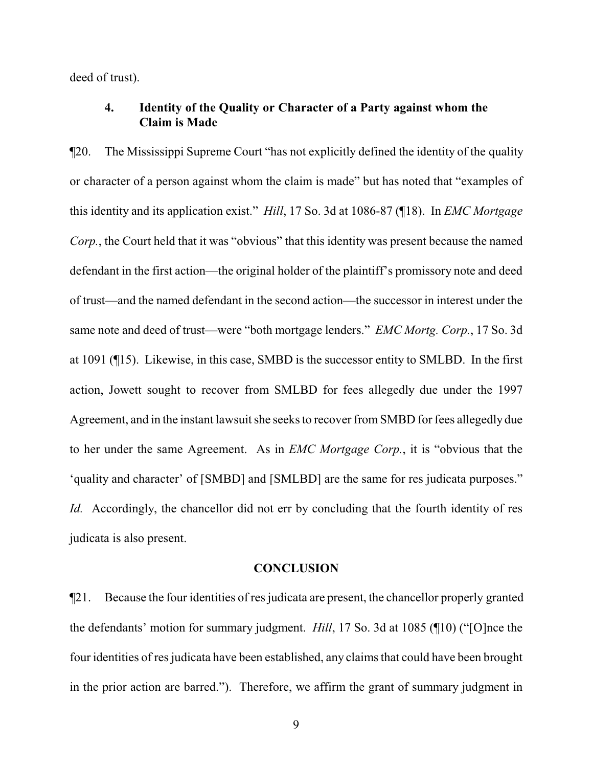deed of trust).

### 4. Identity of the Quality or Character of a Party against whom the Claim is Made

¶20. The Mississippi Supreme Court "has not explicitly defined the identity of the quality or character of a person against whom the claim is made" but has noted that "examples of this identity and its application exist." *Hill*, 17 So. 3d at 1086-87 (¶18). In *EMC Mortgage Corp.*, the Court held that it was "obvious" that this identity was present because the named defendant in the first action—the original holder of the plaintiff's promissory note and deed of trust—and the named defendant in the second action—the successor in interest under the same note and deed of trust—were "both mortgage lenders." *EMC Mortg. Corp.*, 17 So. 3d at 1091 (¶15). Likewise, in this case, SMBD is the successor entity to SMLBD. In the first action, Jowett sought to recover from SMLBD for fees allegedly due under the 1997 Agreement, and in the instant lawsuit she seeks to recover from SMBD for fees allegedly due to her under the same Agreement. As in *EMC Mortgage Corp.*, it is "obvious that the 'quality and character' of [SMBD] and [SMLBD] are the same for res judicata purposes." *Id.* Accordingly, the chancellor did not err by concluding that the fourth identity of res judicata is also present.

## CONCLUSION

¶21. Because the four identities of res judicata are present, the chancellor properly granted the defendants' motion for summary judgment. *Hill*, 17 So. 3d at 1085 (¶10) ("[O]nce the four identities of res judicata have been established, any claims that could have been brought in the prior action are barred."). Therefore, we affirm the grant of summary judgment in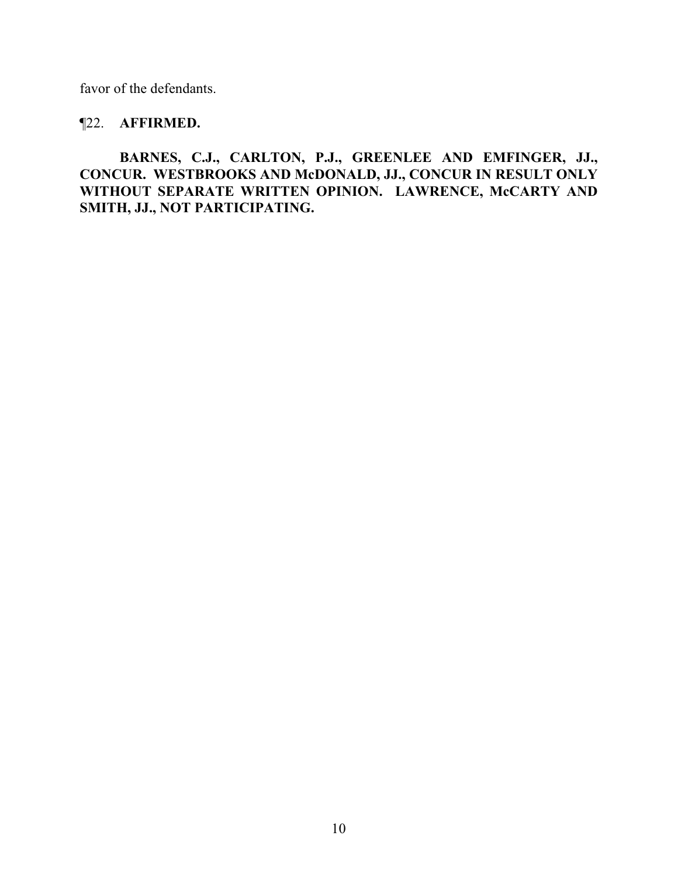favor of the defendants.

¶22. **AFFIRMED.**

**BARNES, C.J., CARLTON, P.J., GREENLEE AND EMFINGER, JJ., CONCUR. WESTBROOKS AND McDONALD, JJ., CONCUR IN RESULT ONLY WITHOUT SEPARATE WRITTEN OPINION. LAWRENCE, McCARTY AND SMITH, JJ., NOT PARTICIPATING.**